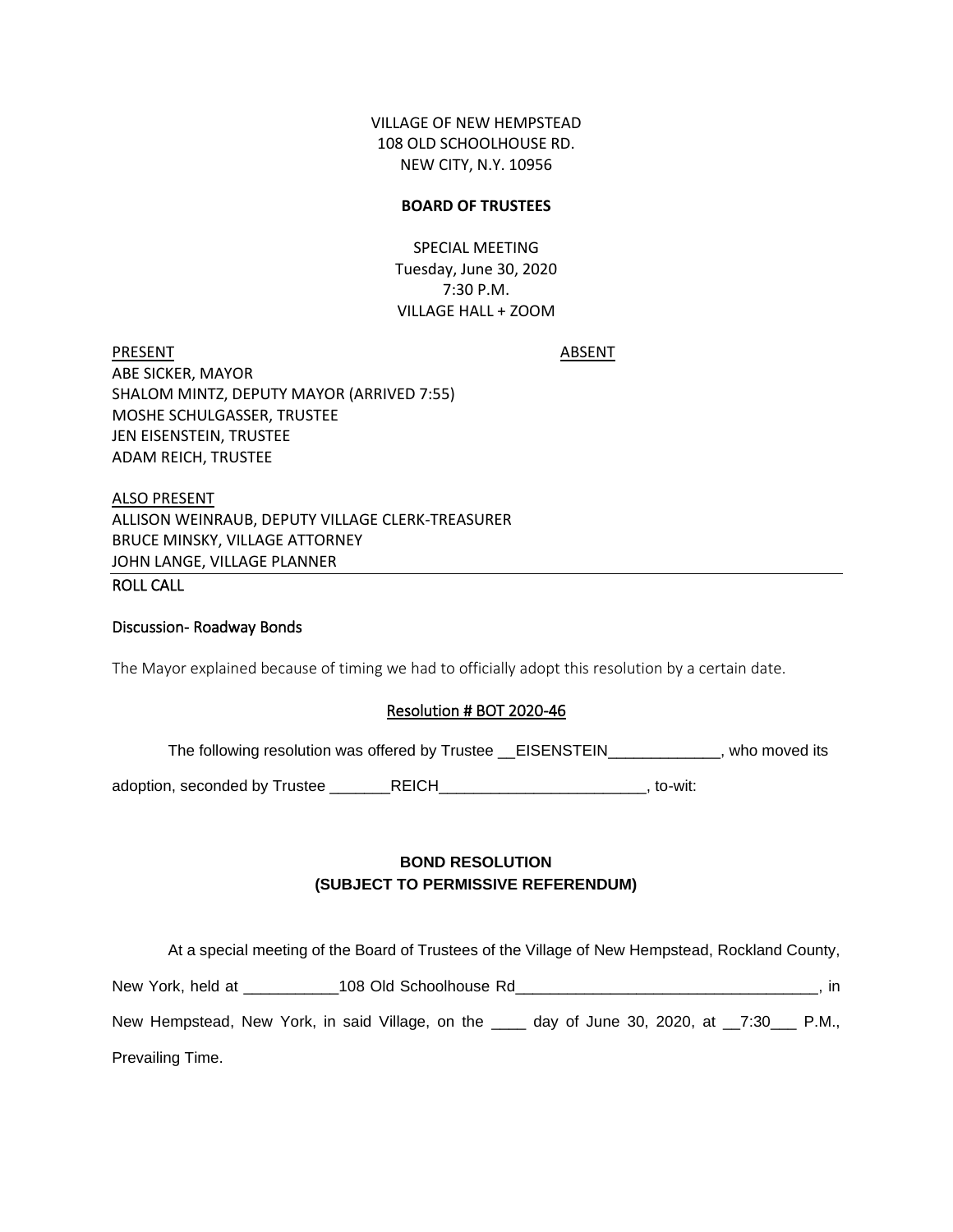VILLAGE OF NEW HEMPSTEAD
108 OLD SCHOOLHOUSE RD.
NEW CITY, N.Y. 10956

**BOARD OF TRUSTEES**

SPECIAL MEETING
Tuesday, June 30, 2020
7:30 P.M.
VILLAGE HALL + ZOOM

PRESENT

ABE SICKER, MAYOR
SHALOM MINTZ, DEPUTY MAYOR (ARRIVED 7:55)
MOSHE SCHULGASSER, TRUSTEE
JEN EISENSTEIN, TRUSTEE
ADAM REICH, TRUSTEE

ABSENT

ALSO PRESENT
ALLISON WEINRAUB, DEPUTY VILLAGE CLERK-TREASURER
BRUCE MINSKY, VILLAGE ATTORNEY
JOHN LANGE, VILLAGE PLANNER

ROLL CALL

Discussion- Roadway Bonds

The Mayor explained because of timing we had to officially adopt this resolution by a certain date.

Resolution # BOT 2020-46

The following resolution was offered by Trustee __EISENSTEIN_____________, who moved its adoption, seconded by Trustee _______REICH________________________, to-wit:

**BOND RESOLUTION**
**(SUBJECT TO PERMISSIVE REFERENDUM)**

At a special meeting of the Board of Trustees of the Village of New Hempstead, Rockland County, New York, held at ___________108 Old Schoolhouse Rd___________________________________, in New Hempstead, New York, in said Village, on the ____ day of June 30, 2020, at __7:30___ P.M., Prevailing Time.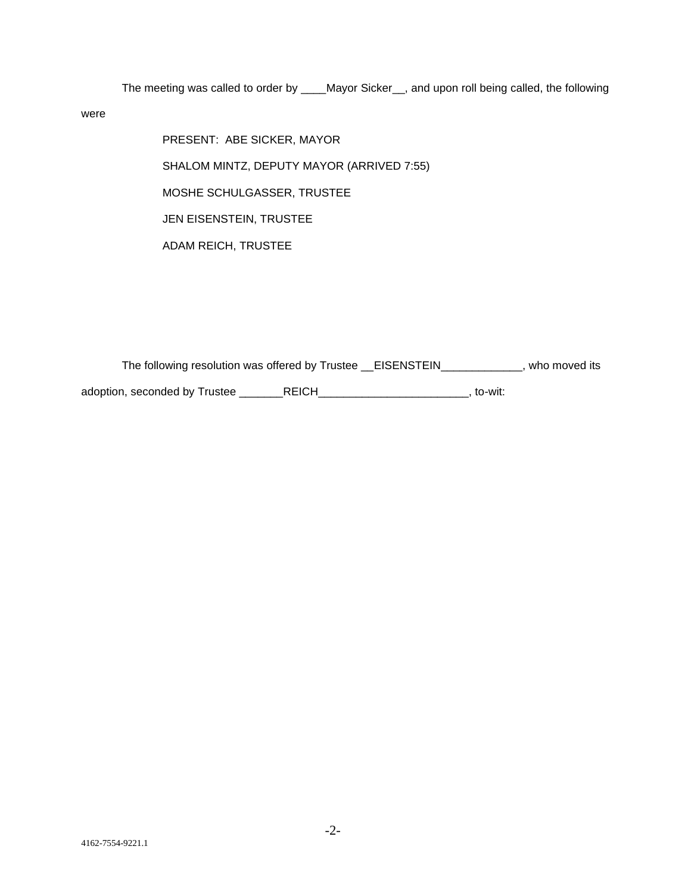The meeting was called to order by ____Mayor Sicker__, and upon roll being called, the following were

PRESENT: ABE SICKER, MAYOR

SHALOM MINTZ, DEPUTY MAYOR (ARRIVED 7:55)

MOSHE SCHULGASSER, TRUSTEE

JEN EISENSTEIN, TRUSTEE

ADAM REICH, TRUSTEE

The following resolution was offered by Trustee __EISENSTEIN_____________, who moved its adoption, seconded by Trustee _______REICH________________________, to-wit:

4162-7554-9221.1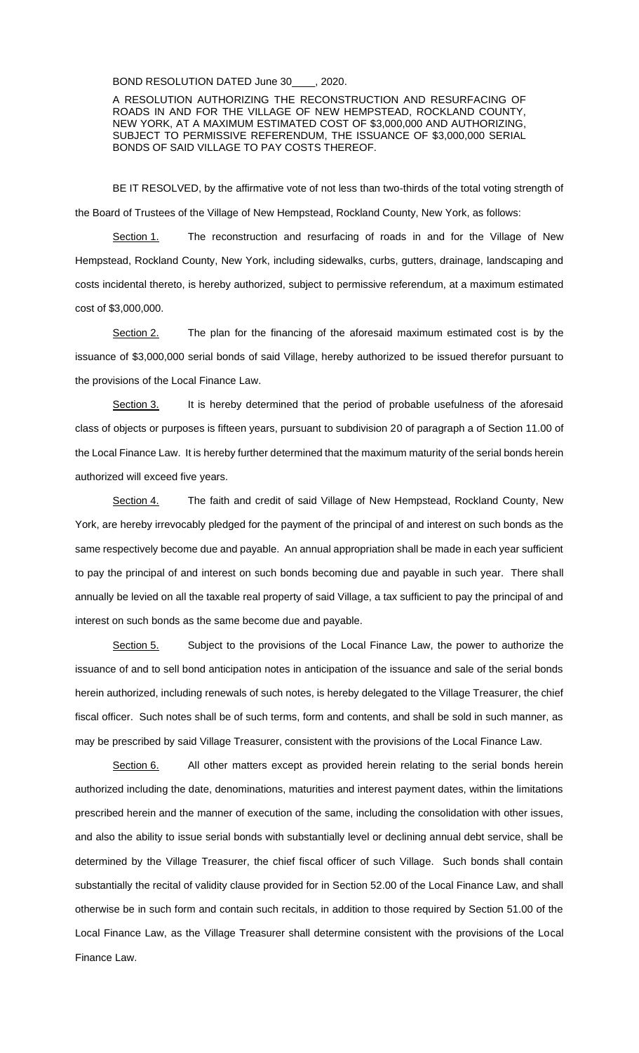BOND RESOLUTION DATED June 30____, 2020.

A RESOLUTION AUTHORIZING THE RECONSTRUCTION AND RESURFACING OF ROADS IN AND FOR THE VILLAGE OF NEW HEMPSTEAD, ROCKLAND COUNTY, NEW YORK, AT A MAXIMUM ESTIMATED COST OF $3,000,000 AND AUTHORIZING, SUBJECT TO PERMISSIVE REFERENDUM, THE ISSUANCE OF $3,000,000 SERIAL BONDS OF SAID VILLAGE TO PAY COSTS THEREOF.

BE IT RESOLVED, by the affirmative vote of not less than two-thirds of the total voting strength of the Board of Trustees of the Village of New Hempstead, Rockland County, New York, as follows:

Section 1. The reconstruction and resurfacing of roads in and for the Village of New Hempstead, Rockland County, New York, including sidewalks, curbs, gutters, drainage, landscaping and costs incidental thereto, is hereby authorized, subject to permissive referendum, at a maximum estimated cost of $3,000,000.

Section 2. The plan for the financing of the aforesaid maximum estimated cost is by the issuance of $3,000,000 serial bonds of said Village, hereby authorized to be issued therefor pursuant to the provisions of the Local Finance Law.

Section 3. It is hereby determined that the period of probable usefulness of the aforesaid class of objects or purposes is fifteen years, pursuant to subdivision 20 of paragraph a of Section 11.00 of the Local Finance Law. It is hereby further determined that the maximum maturity of the serial bonds herein authorized will exceed five years.

Section 4. The faith and credit of said Village of New Hempstead, Rockland County, New York, are hereby irrevocably pledged for the payment of the principal of and interest on such bonds as the same respectively become due and payable. An annual appropriation shall be made in each year sufficient to pay the principal of and interest on such bonds becoming due and payable in such year. There shall annually be levied on all the taxable real property of said Village, a tax sufficient to pay the principal of and interest on such bonds as the same become due and payable.

Section 5. Subject to the provisions of the Local Finance Law, the power to authorize the issuance of and to sell bond anticipation notes in anticipation of the issuance and sale of the serial bonds herein authorized, including renewals of such notes, is hereby delegated to the Village Treasurer, the chief fiscal officer. Such notes shall be of such terms, form and contents, and shall be sold in such manner, as may be prescribed by said Village Treasurer, consistent with the provisions of the Local Finance Law.

Section 6. All other matters except as provided herein relating to the serial bonds herein authorized including the date, denominations, maturities and interest payment dates, within the limitations prescribed herein and the manner of execution of the same, including the consolidation with other issues, and also the ability to issue serial bonds with substantially level or declining annual debt service, shall be determined by the Village Treasurer, the chief fiscal officer of such Village. Such bonds shall contain substantially the recital of validity clause provided for in Section 52.00 of the Local Finance Law, and shall otherwise be in such form and contain such recitals, in addition to those required by Section 51.00 of the Local Finance Law, as the Village Treasurer shall determine consistent with the provisions of the Local Finance Law.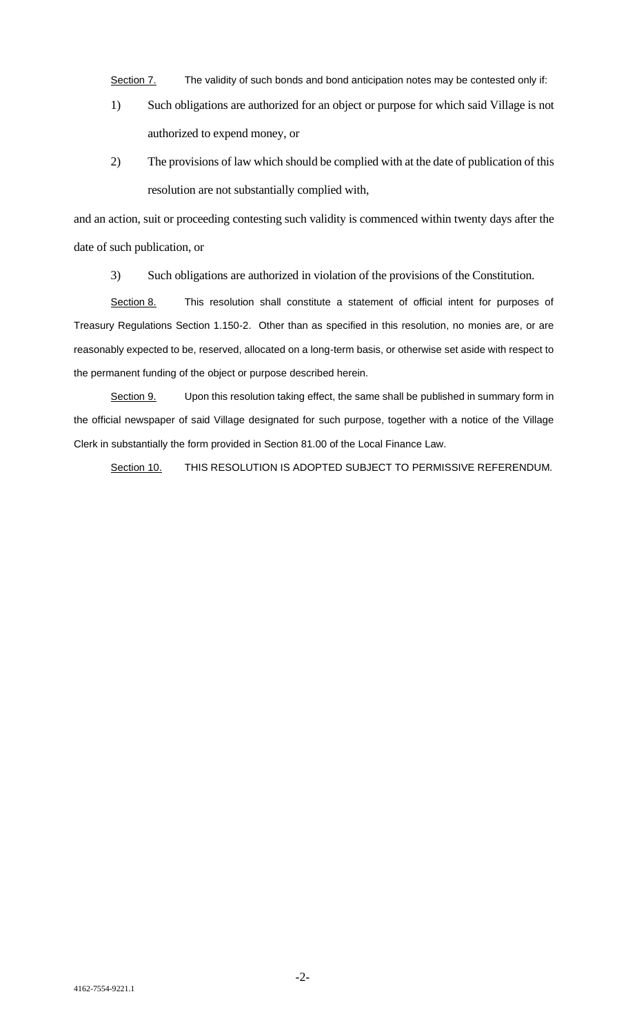Section 7. The validity of such bonds and bond anticipation notes may be contested only if:

1) Such obligations are authorized for an object or purpose for which said Village is not authorized to expend money, or

2) The provisions of law which should be complied with at the date of publication of this resolution are not substantially complied with,

and an action, suit or proceeding contesting such validity is commenced within twenty days after the date of such publication, or

3) Such obligations are authorized in violation of the provisions of the Constitution.

Section 8. This resolution shall constitute a statement of official intent for purposes of Treasury Regulations Section 1.150-2. Other than as specified in this resolution, no monies are, or are reasonably expected to be, reserved, allocated on a long-term basis, or otherwise set aside with respect to the permanent funding of the object or purpose described herein.

Section 9. Upon this resolution taking effect, the same shall be published in summary form in the official newspaper of said Village designated for such purpose, together with a notice of the Village Clerk in substantially the form provided in Section 81.00 of the Local Finance Law.

Section 10. THIS RESOLUTION IS ADOPTED SUBJECT TO PERMISSIVE REFERENDUM.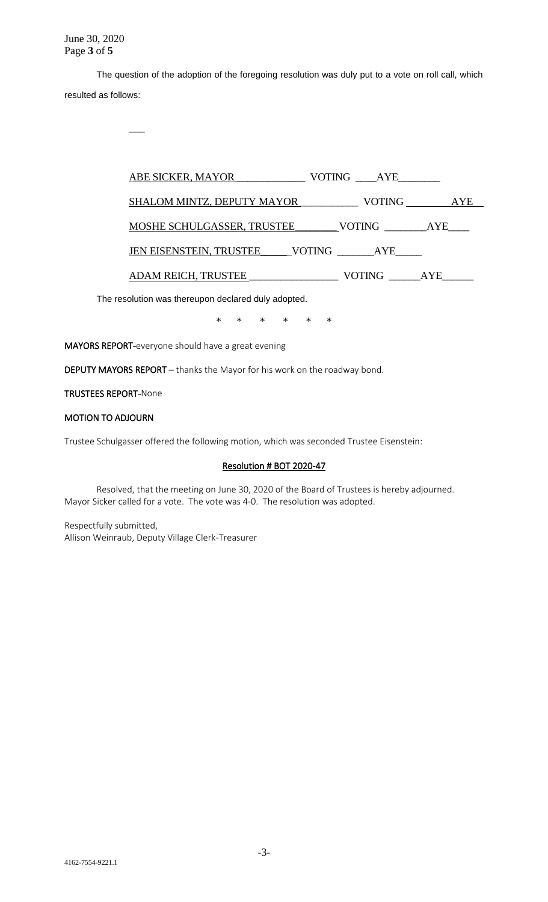The question of the adoption of the foregoing resolution was duly put to a vote on roll call, which resulted as follows:

___

ABE SICKER, MAYOR ____________ VOTING ___AYE_______

SHALOM MINTZ, DEPUTY MAYOR __________ VOTING ________AYE

MOSHE SCHULGASSER, TRUSTEE________VOTING _______AYE___

JEN EISENSTEIN, TRUSTEE_____VOTING ______AYE_____

ADAM REICH, TRUSTEE ________________ VOTING _____AYE_____

The resolution was thereupon declared duly adopted.

\* \* \* \* \* \*

**MAYORS REPORT-**everyone should have a great evening

**DEPUTY MAYORS REPORT** – thanks the Mayor for his work on the roadway bond.

**TRUSTEES REPORT-**None

**MOTION TO ADJOURN**

Trustee Schulgasser offered the following motion, which was seconded Trustee Eisenstein:

**Resolution # BOT 2020-47**

Resolved, that the meeting on June 30, 2020 of the Board of Trustees is hereby adjourned. Mayor Sicker called for a vote. The vote was 4-0. The resolution was adopted.

Respectfully submitted,
Allison Weinraub, Deputy Village Clerk-Treasurer

4162-7554-9221.1